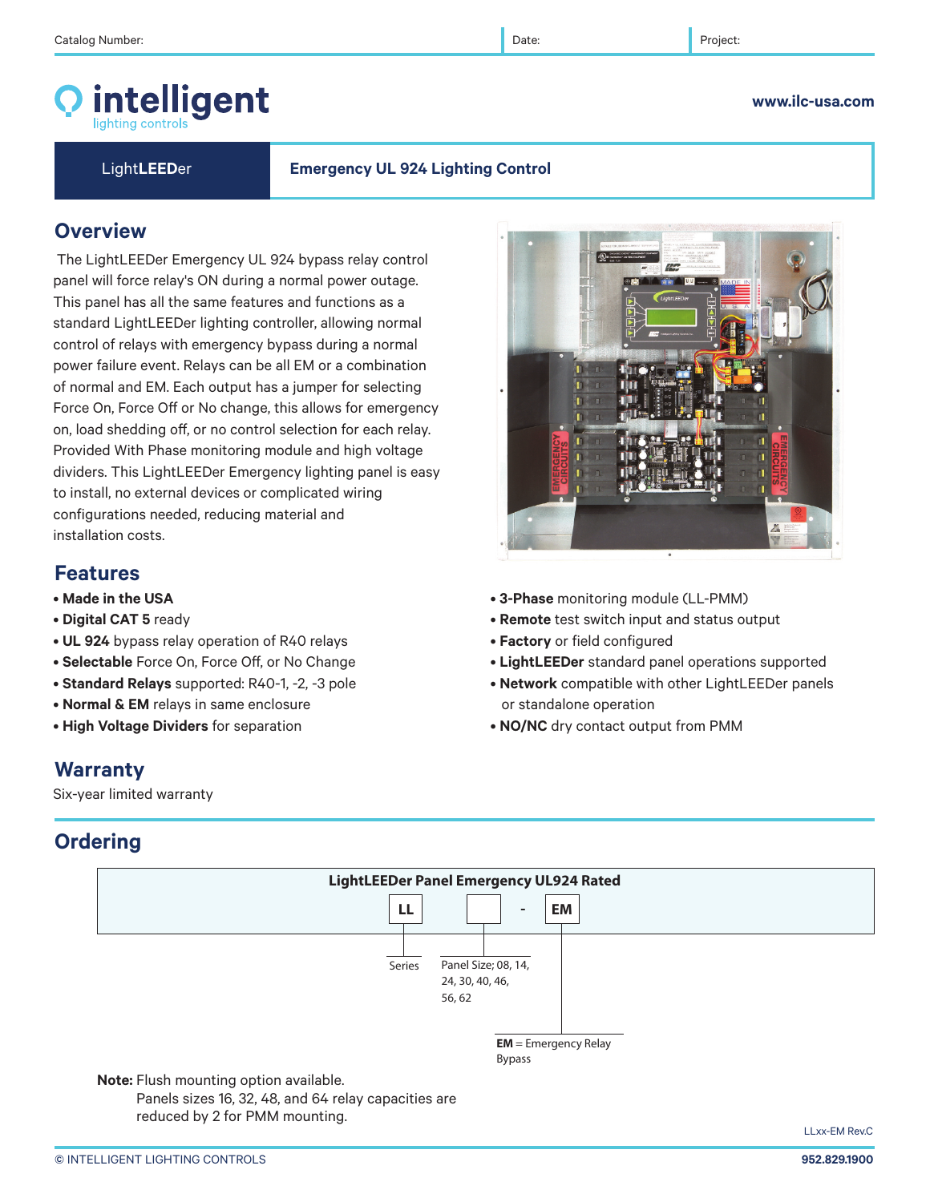Catalog Number: | Date: | Project:

**intelligent** lighting controls

www.ilc-usa.com

**LightLEEDer** — **Emergency UL 924 Lighting Control**

## Overview

The LightLEEDer Emergency UL 924 bypass relay control panel will force relay's ON during a normal power outage. This panel has all the same features and functions as a standard LightLEEDer lighting controller, allowing normal control of relays with emergency bypass during a normal power failure event. Relays can be all EM or a combination of normal and EM. Each output has a jumper for selecting Force On, Force Off or No change, this allows for emergency on, load shedding off, or no control selection for each relay. Provided With Phase monitoring module and high voltage dividers. This LightLEEDer Emergency lighting panel is easy to install, no external devices or complicated wiring configurations needed, reducing material and installation costs.

## Features

- **Made in the USA**
- **Digital CAT 5** ready
- **UL 924** bypass relay operation of R40 relays
- **Selectable** Force On, Force Off, or No Change
- **Standard Relays** supported: R40-1, -2, -3 pole
- **Normal & EM** relays in same enclosure
- **High Voltage Dividers** for separation
- **3-Phase** monitoring module (LL-PMM)
- **Remote** test switch input and status output
- **Factory** or field configured
- **LightLEEDer** standard panel operations supported
- **Network** compatible with other LightLEEDer panels or standalone operation
- **NO/NC** dry contact output from PMM

## Warranty

Six-year limited warranty

## Ordering

**LightLEEDer Panel Emergency UL924 Rated**

**LL** | ☐ | - | **EM**

- **LL** — Series
- ☐ — Panel Size; 08, 14, 24, 30, 40, 46, 56, 62
- **EM** = Emergency Relay Bypass

**Note:** Flush mounting option available.
Panels sizes 16, 32, 48, and 64 relay capacities are reduced by 2 for PMM mounting.

LLxx-EM Rev.C

© INTELLIGENT LIGHTING CONTROLS — 952.829.1900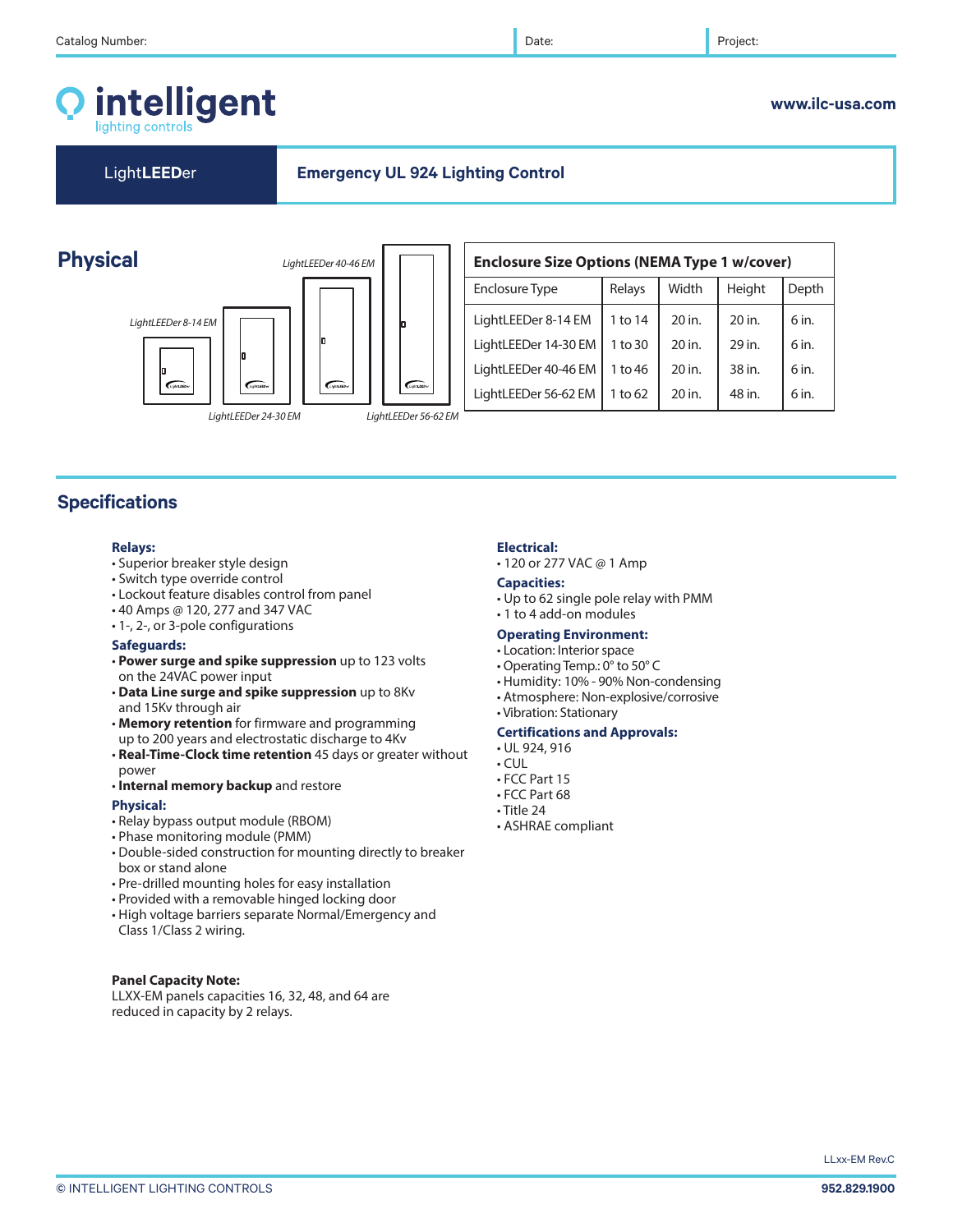Catalog Number: | Date: | Project:

**intelligent** lighting controls

**www.ilc-usa.com**

LightLEEDer — **Emergency UL 924 Lighting Control**

## Physical

LightLEEDer 8-14 EM

LightLEEDer 24-30 EM

LightLEEDer 40-46 EM

LightLEEDer 56-62 EM

**Enclosure Size Options (NEMA Type 1 w/cover)**

| Enclosure Type | Relays | Width | Height | Depth |
|---|---|---|---|---|
| LightLEEDer 8-14 EM | 1 to 14 | 20 in. | 20 in. | 6 in. |
| LightLEEDer 14-30 EM | 1 to 30 | 20 in. | 29 in. | 6 in. |
| LightLEEDer 40-46 EM | 1 to 46 | 20 in. | 38 in. | 6 in. |
| LightLEEDer 56-62 EM | 1 to 62 | 20 in. | 48 in. | 6 in. |

## Specifications

**Relays:**
- Superior breaker style design
- Switch type override control
- Lockout feature disables control from panel
- 40 Amps @ 120, 277 and 347 VAC
- 1-, 2-, or 3-pole configurations

**Safeguards:**
- **Power surge and spike suppression** up to 123 volts on the 24VAC power input
- **Data Line surge and spike suppression** up to 8Kv and 15Kv through air
- **Memory retention** for firmware and programming up to 200 years and electrostatic discharge to 4Kv
- **Real-Time-Clock time retention** 45 days or greater without power
- **Internal memory backup** and restore

**Physical:**
- Relay bypass output module (RBOM)
- Phase monitoring module (PMM)
- Double-sided construction for mounting directly to breaker box or stand alone
- Pre-drilled mounting holes for easy installation
- Provided with a removable hinged locking door
- High voltage barriers separate Normal/Emergency and Class 1/Class 2 wiring.

**Panel Capacity Note:**
LLXX-EM panels capacities 16, 32, 48, and 64 are reduced in capacity by 2 relays.

**Electrical:**
- 120 or 277 VAC @ 1 Amp

**Capacities:**
- Up to 62 single pole relay with PMM
- 1 to 4 add-on modules

**Operating Environment:**
- Location: Interior space
- Operating Temp.: 0° to 50° C
- Humidity: 10% - 90% Non-condensing
- Atmosphere: Non-explosive/corrosive
- Vibration: Stationary

**Certifications and Approvals:**
- UL 924, 916
- CUL
- FCC Part 15
- FCC Part 68
- Title 24
- ASHRAE compliant

LLxx-EM Rev.C

© INTELLIGENT LIGHTING CONTROLS — 952.829.1900